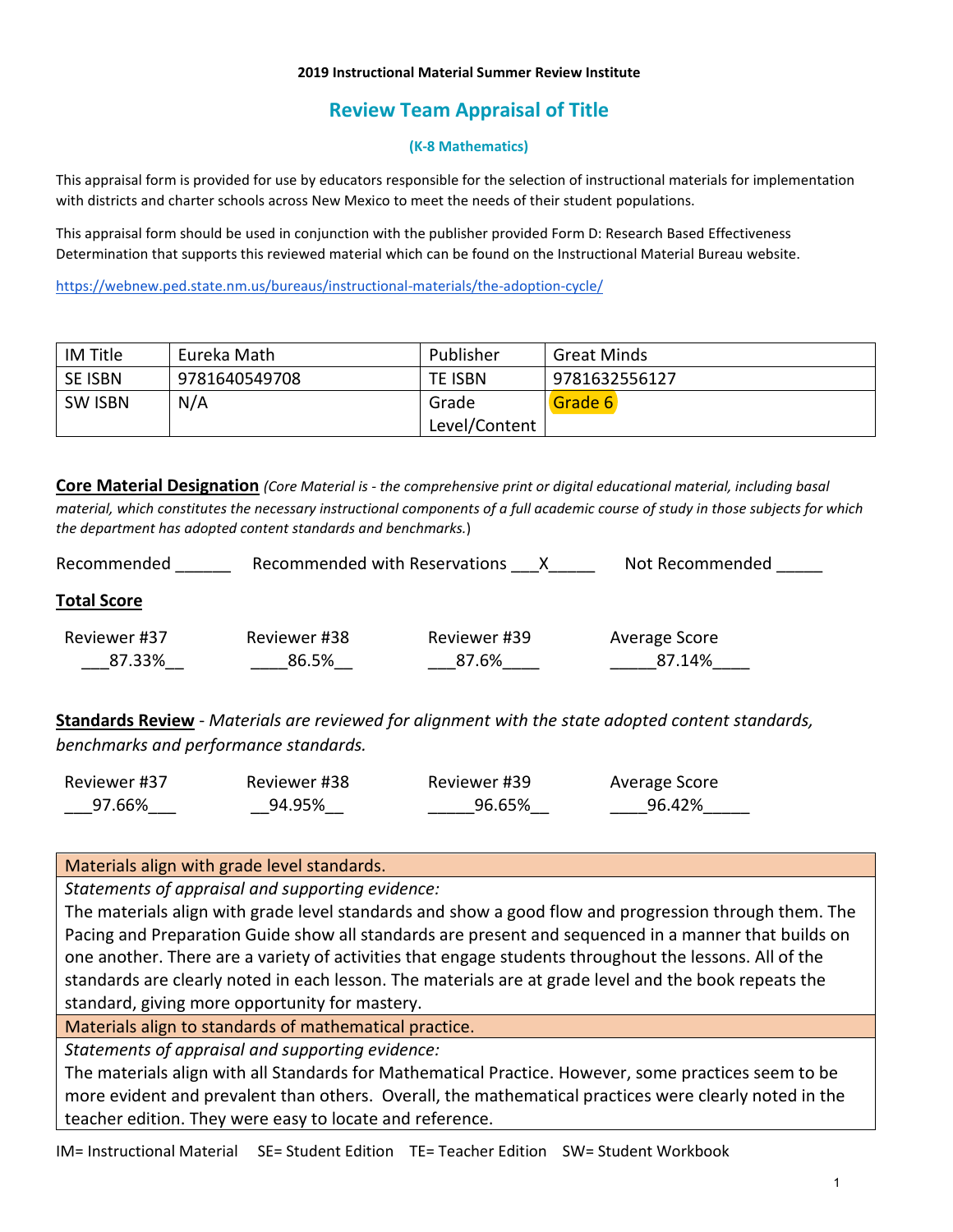**2019 Instructional Material Summer Review Institute**

# Review Team Appraisal of Title

**(K-8 Mathematics)**

This appraisal form is provided for use by educators responsible for the selection of instructional materials for implementation with districts and charter schools across New Mexico to meet the needs of their student populations.

This appraisal form should be used in conjunction with the publisher provided Form D: Research Based Effectiveness Determination that supports this reviewed material which can be found on the Instructional Material Bureau website.

https://webnew.ped.state.nm.us/bureaus/instructional-materials/the-adoption-cycle/

| IM Title | Eureka Math | Publisher | Great Minds |
|---|---|---|---|
| SE ISBN | 9781640549708 | TE ISBN | 9781632556127 |
| SW ISBN | N/A | Grade Level/Content | Grade 6 |

**Core Material Designation** *(Core Material is - the comprehensive print or digital educational material, including basal material, which constitutes the necessary instructional components of a full academic course of study in those subjects for which the department has adopted content standards and benchmarks.*)

Recommended ______ Recommended with Reservations ___X_____ Not Recommended _____

**Total Score**

| Reviewer #37 | Reviewer #38 | Reviewer #39 | Average Score |
|---|---|---|---|
| 87.33% | 86.5% | 87.6% | 87.14% |

**Standards Review** - *Materials are reviewed for alignment with the state adopted content standards, benchmarks and performance standards.*

| Reviewer #37 | Reviewer #38 | Reviewer #39 | Average Score |
|---|---|---|---|
| 97.66% | 94.95% | 96.65% | 96.42% |

| Materials align with grade level standards. |
|---|
| *Statements of appraisal and supporting evidence:* The materials align with grade level standards and show a good flow and progression through them. The Pacing and Preparation Guide show all standards are present and sequenced in a manner that builds on one another. There are a variety of activities that engage students throughout the lessons. All of the standards are clearly noted in each lesson. The materials are at grade level and the book repeats the standard, giving more opportunity for mastery. |
| Materials align to standards of mathematical practice. |
| *Statements of appraisal and supporting evidence:* The materials align with all Standards for Mathematical Practice. However, some practices seem to be more evident and prevalent than others. Overall, the mathematical practices were clearly noted in the teacher edition. They were easy to locate and reference. |

IM= Instructional Material SE= Student Edition TE= Teacher Edition SW= Student Workbook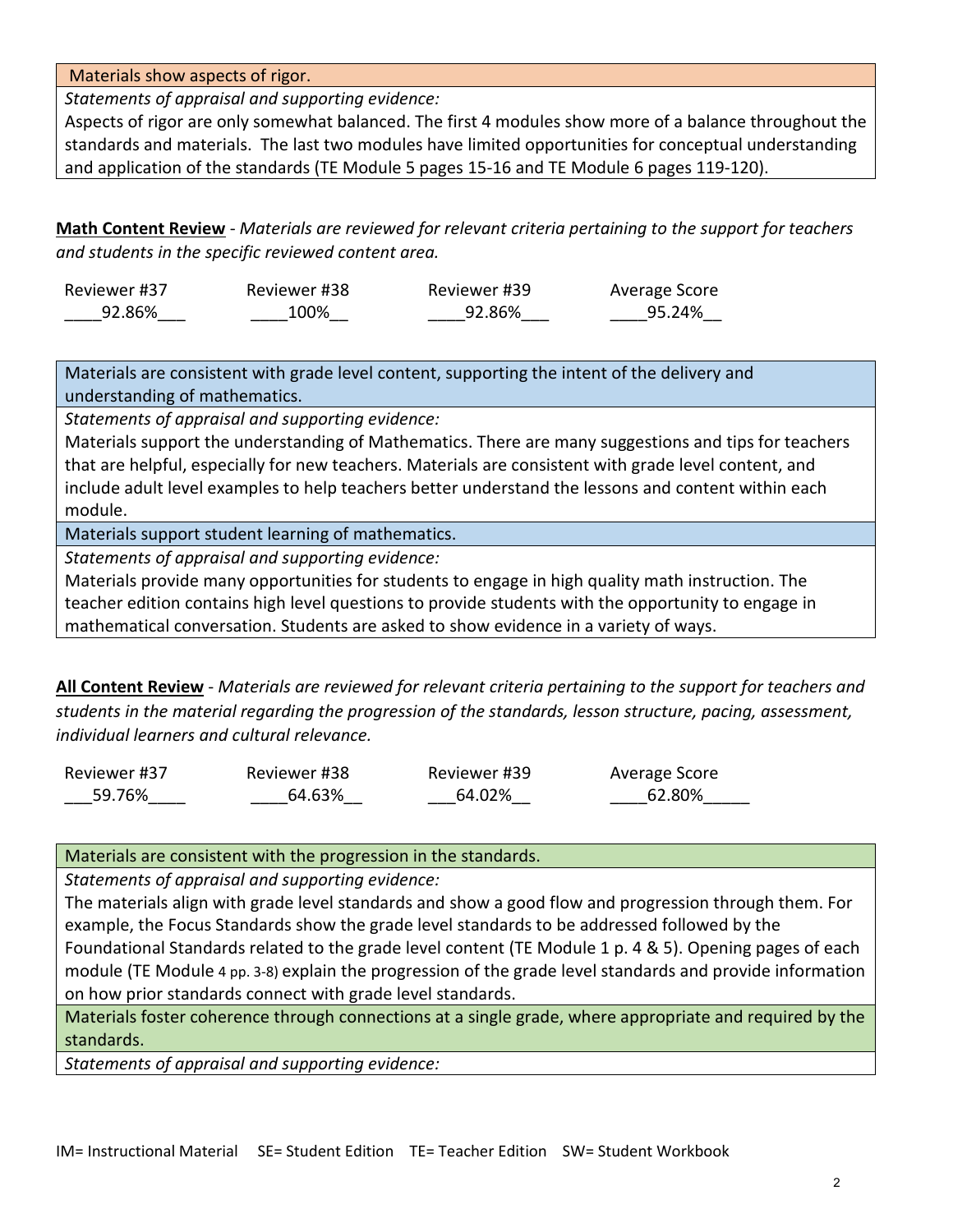| Materials show aspects of rigor. |
| --- |
| *Statements of appraisal and supporting evidence:* |
| Aspects of rigor are only somewhat balanced. The first 4 modules show more of a balance throughout the standards and materials. The last two modules have limited opportunities for conceptual understanding and application of the standards (TE Module 5 pages 15-16 and TE Module 6 pages 119-120). |

**Math Content Review** - *Materials are reviewed for relevant criteria pertaining to the support for teachers and students in the specific reviewed content area.*

| Reviewer #37 | Reviewer #38 | Reviewer #39 | Average Score |
| --- | --- | --- | --- |
| 92.86% | 100% | 92.86% | 95.24% |

| Materials are consistent with grade level content, supporting the intent of the delivery and understanding of mathematics. |
| --- |
| *Statements of appraisal and supporting evidence:* |
| Materials support the understanding of Mathematics. There are many suggestions and tips for teachers that are helpful, especially for new teachers. Materials are consistent with grade level content, and include adult level examples to help teachers better understand the lessons and content within each module. |
| Materials support student learning of mathematics. |
| *Statements of appraisal and supporting evidence:* |
| Materials provide many opportunities for students to engage in high quality math instruction. The teacher edition contains high level questions to provide students with the opportunity to engage in mathematical conversation. Students are asked to show evidence in a variety of ways. |

**All Content Review** - *Materials are reviewed for relevant criteria pertaining to the support for teachers and students in the material regarding the progression of the standards, lesson structure, pacing, assessment, individual learners and cultural relevance.*

| Reviewer #37 | Reviewer #38 | Reviewer #39 | Average Score |
| --- | --- | --- | --- |
| 59.76% | 64.63% | 64.02% | 62.80% |

| Materials are consistent with the progression in the standards. |
| --- |
| *Statements of appraisal and supporting evidence:* |
| The materials align with grade level standards and show a good flow and progression through them. For example, the Focus Standards show the grade level standards to be addressed followed by the Foundational Standards related to the grade level content (TE Module 1 p. 4 & 5). Opening pages of each module (TE Module 4 pp. 3-8) explain the progression of the grade level standards and provide information on how prior standards connect with grade level standards. |
| Materials foster coherence through connections at a single grade, where appropriate and required by the standards. |
| *Statements of appraisal and supporting evidence:* |

IM= Instructional Material SE= Student Edition TE= Teacher Edition SW= Student Workbook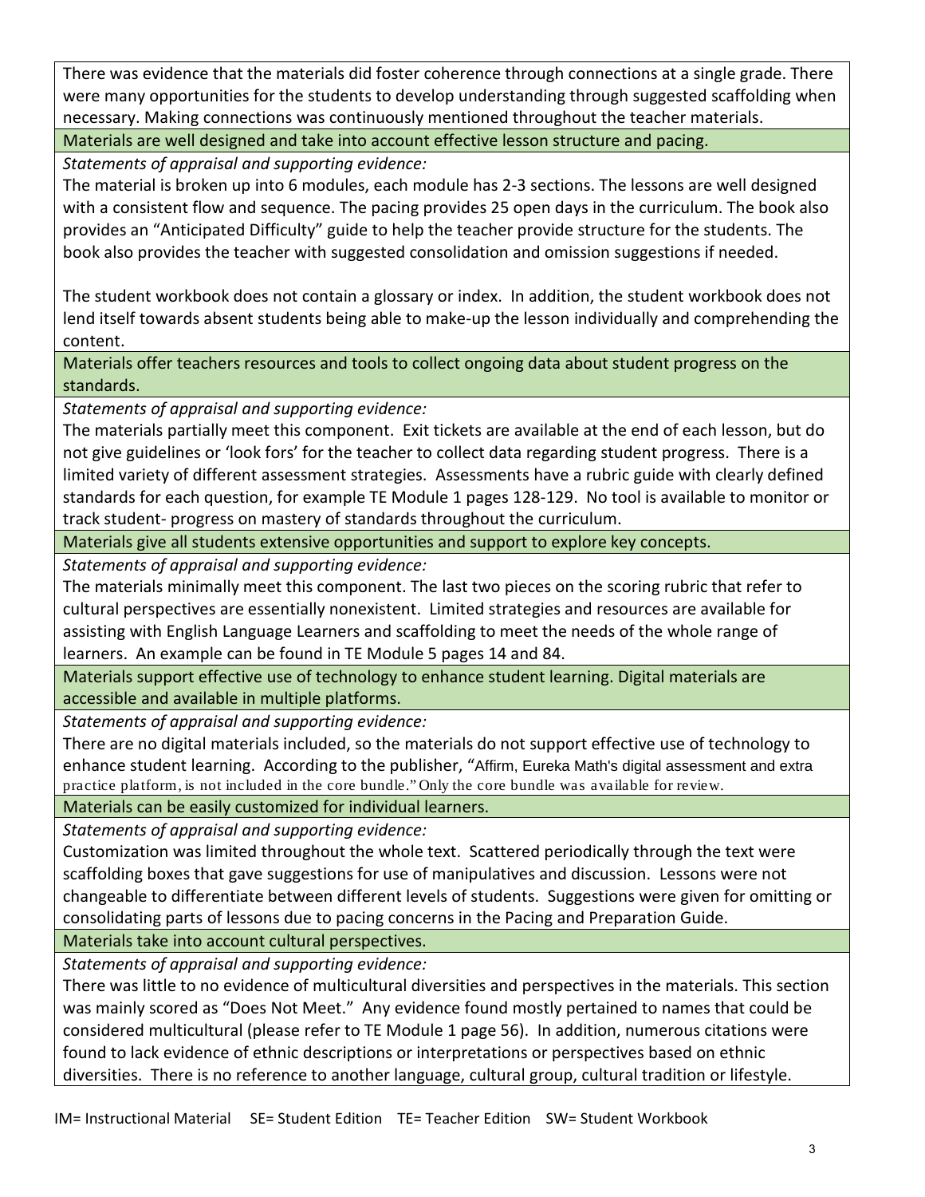There was evidence that the materials did foster coherence through connections at a single grade. There were many opportunities for the students to develop understanding through suggested scaffolding when necessary. Making connections was continuously mentioned throughout the teacher materials.

**Materials are well designed and take into account effective lesson structure and pacing.**

*Statements of appraisal and supporting evidence:*

The material is broken up into 6 modules, each module has 2-3 sections. The lessons are well designed with a consistent flow and sequence. The pacing provides 25 open days in the curriculum. The book also provides an "Anticipated Difficulty" guide to help the teacher provide structure for the students. The book also provides the teacher with suggested consolidation and omission suggestions if needed.

The student workbook does not contain a glossary or index. In addition, the student workbook does not lend itself towards absent students being able to make-up the lesson individually and comprehending the content.

**Materials offer teachers resources and tools to collect ongoing data about student progress on the standards.**

*Statements of appraisal and supporting evidence:*

The materials partially meet this component. Exit tickets are available at the end of each lesson, but do not give guidelines or 'look fors' for the teacher to collect data regarding student progress. There is a limited variety of different assessment strategies. Assessments have a rubric guide with clearly defined standards for each question, for example TE Module 1 pages 128-129. No tool is available to monitor or track student- progress on mastery of standards throughout the curriculum.

**Materials give all students extensive opportunities and support to explore key concepts.**

*Statements of appraisal and supporting evidence:*

The materials minimally meet this component. The last two pieces on the scoring rubric that refer to cultural perspectives are essentially nonexistent. Limited strategies and resources are available for assisting with English Language Learners and scaffolding to meet the needs of the whole range of learners. An example can be found in TE Module 5 pages 14 and 84.

**Materials support effective use of technology to enhance student learning. Digital materials are accessible and available in multiple platforms.**

*Statements of appraisal and supporting evidence:*

There are no digital materials included, so the materials do not support effective use of technology to enhance student learning. According to the publisher, "Affirm, Eureka Math's digital assessment and extra practice platform, is not included in the core bundle." Only the core bundle was available for review.

**Materials can be easily customized for individual learners.**

*Statements of appraisal and supporting evidence:*

Customization was limited throughout the whole text. Scattered periodically through the text were scaffolding boxes that gave suggestions for use of manipulatives and discussion. Lessons were not changeable to differentiate between different levels of students. Suggestions were given for omitting or consolidating parts of lessons due to pacing concerns in the Pacing and Preparation Guide.

**Materials take into account cultural perspectives.**

*Statements of appraisal and supporting evidence:*

There was little to no evidence of multicultural diversities and perspectives in the materials. This section was mainly scored as "Does Not Meet." Any evidence found mostly pertained to names that could be considered multicultural (please refer to TE Module 1 page 56). In addition, numerous citations were found to lack evidence of ethnic descriptions or interpretations or perspectives based on ethnic diversities. There is no reference to another language, cultural group, cultural tradition or lifestyle.

IM= Instructional Material SE= Student Edition TE= Teacher Edition SW= Student Workbook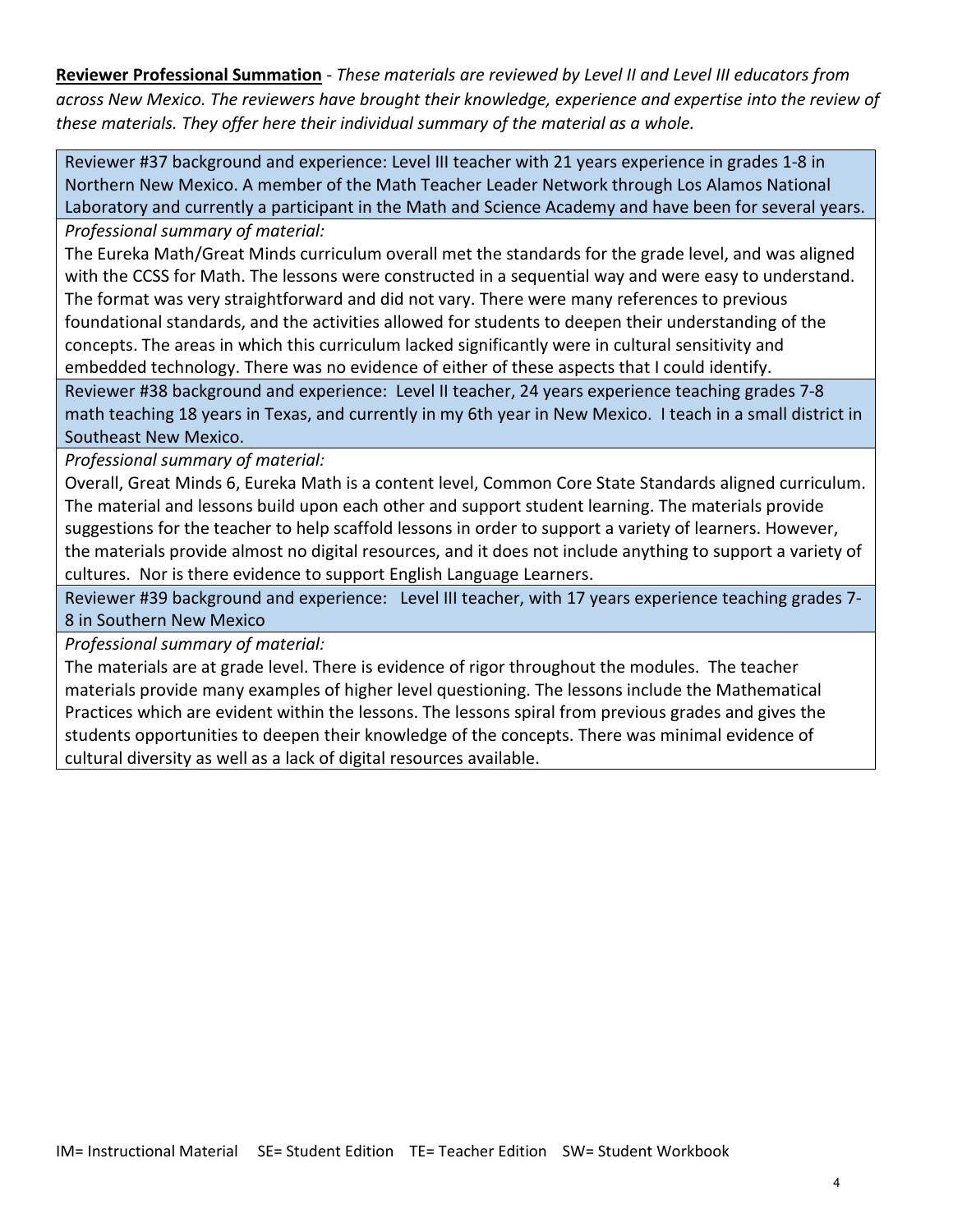**Reviewer Professional Summation** - *These materials are reviewed by Level II and Level III educators from across New Mexico. The reviewers have brought their knowledge, experience and expertise into the review of these materials. They offer here their individual summary of the material as a whole.*

| Reviewer #37 background and experience: Level III teacher with 21 years experience in grades 1-8 in Northern New Mexico. A member of the Math Teacher Leader Network through Los Alamos National Laboratory and currently a participant in the Math and Science Academy and have been for several years. |
|---|
| *Professional summary of material:*<br>The Eureka Math/Great Minds curriculum overall met the standards for the grade level, and was aligned with the CCSS for Math. The lessons were constructed in a sequential way and were easy to understand. The format was very straightforward and did not vary. There were many references to previous foundational standards, and the activities allowed for students to deepen their understanding of the concepts. The areas in which this curriculum lacked significantly were in cultural sensitivity and embedded technology. There was no evidence of either of these aspects that I could identify. |
| Reviewer #38 background and experience: Level II teacher, 24 years experience teaching grades 7-8 math teaching 18 years in Texas, and currently in my 6th year in New Mexico. I teach in a small district in Southeast New Mexico. |
| *Professional summary of material:*<br>Overall, Great Minds 6, Eureka Math is a content level, Common Core State Standards aligned curriculum. The material and lessons build upon each other and support student learning. The materials provide suggestions for the teacher to help scaffold lessons in order to support a variety of learners. However, the materials provide almost no digital resources, and it does not include anything to support a variety of cultures. Nor is there evidence to support English Language Learners. |
| Reviewer #39 background and experience: Level III teacher, with 17 years experience teaching grades 7-8 in Southern New Mexico |
| *Professional summary of material:*<br>The materials are at grade level. There is evidence of rigor throughout the modules. The teacher materials provide many examples of higher level questioning. The lessons include the Mathematical Practices which are evident within the lessons. The lessons spiral from previous grades and gives the students opportunities to deepen their knowledge of the concepts. There was minimal evidence of cultural diversity as well as a lack of digital resources available. |

IM= Instructional Material SE= Student Edition TE= Teacher Edition SW= Student Workbook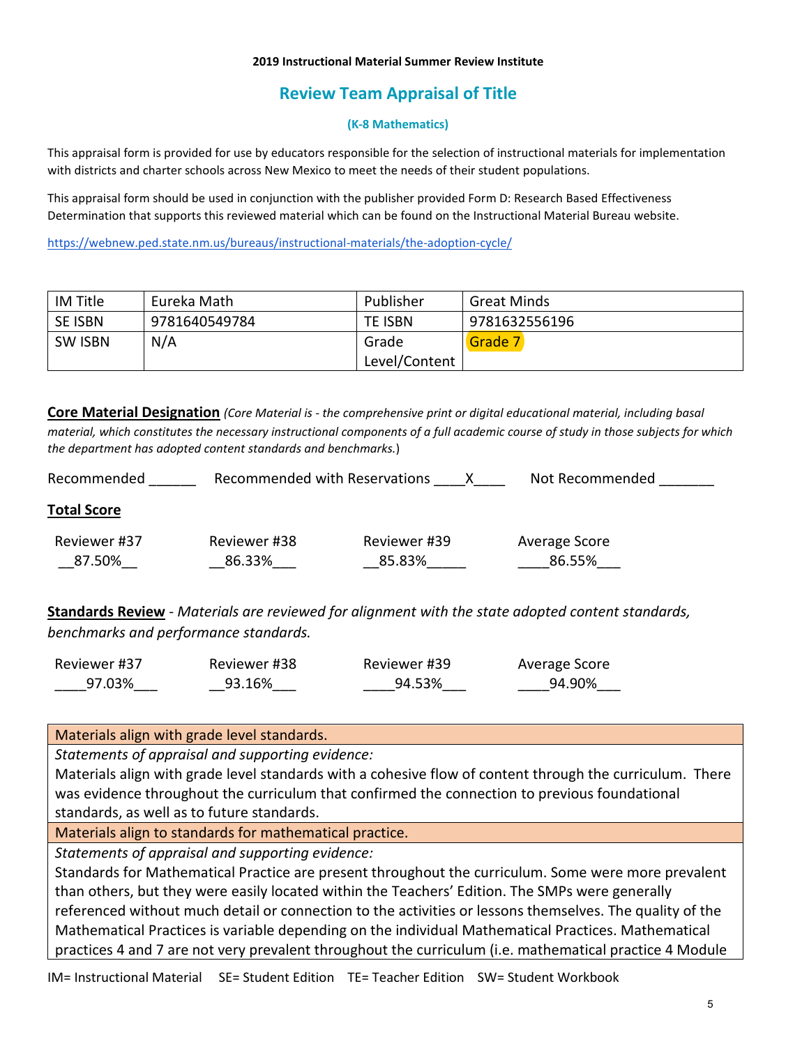**2019 Instructional Material Summer Review Institute**

## Review Team Appraisal of Title

**(K-8 Mathematics)**

This appraisal form is provided for use by educators responsible for the selection of instructional materials for implementation with districts and charter schools across New Mexico to meet the needs of their student populations.

This appraisal form should be used in conjunction with the publisher provided Form D: Research Based Effectiveness Determination that supports this reviewed material which can be found on the Instructional Material Bureau website.

https://webnew.ped.state.nm.us/bureaus/instructional-materials/the-adoption-cycle/

| IM Title | Eureka Math | Publisher | Great Minds |
|---|---|---|---|
| SE ISBN | 9781640549784 | TE ISBN | 9781632556196 |
| SW ISBN | N/A | Grade Level/Content | Grade 7 |

**Core Material Designation** *(Core Material is - the comprehensive print or digital educational material, including basal material, which constitutes the necessary instructional components of a full academic course of study in those subjects for which the department has adopted content standards and benchmarks.*)

Recommended ______ Recommended with Reservations ____X____ Not Recommended _______

**Total Score**

| Reviewer #37 | Reviewer #38 | Reviewer #39 | Average Score |
|---|---|---|---|
| 87.50% | 86.33% | 85.83% | 86.55% |

**Standards Review** - *Materials are reviewed for alignment with the state adopted content standards, benchmarks and performance standards.*

| Reviewer #37 | Reviewer #38 | Reviewer #39 | Average Score |
|---|---|---|---|
| 97.03% | 93.16% | 94.53% | 94.90% |

| Materials align with grade level standards. |
|---|
| *Statements of appraisal and supporting evidence:* Materials align with grade level standards with a cohesive flow of content through the curriculum. There was evidence throughout the curriculum that confirmed the connection to previous foundational standards, as well as to future standards. |
| **Materials align to standards for mathematical practice.** |
| *Statements of appraisal and supporting evidence:* Standards for Mathematical Practice are present throughout the curriculum. Some were more prevalent than others, but they were easily located within the Teachers' Edition. The SMPs were generally referenced without much detail or connection to the activities or lessons themselves. The quality of the Mathematical Practices is variable depending on the individual Mathematical Practices. Mathematical practices 4 and 7 are not very prevalent throughout the curriculum (i.e. mathematical practice 4 Module |

IM= Instructional Material SE= Student Edition TE= Teacher Edition SW= Student Workbook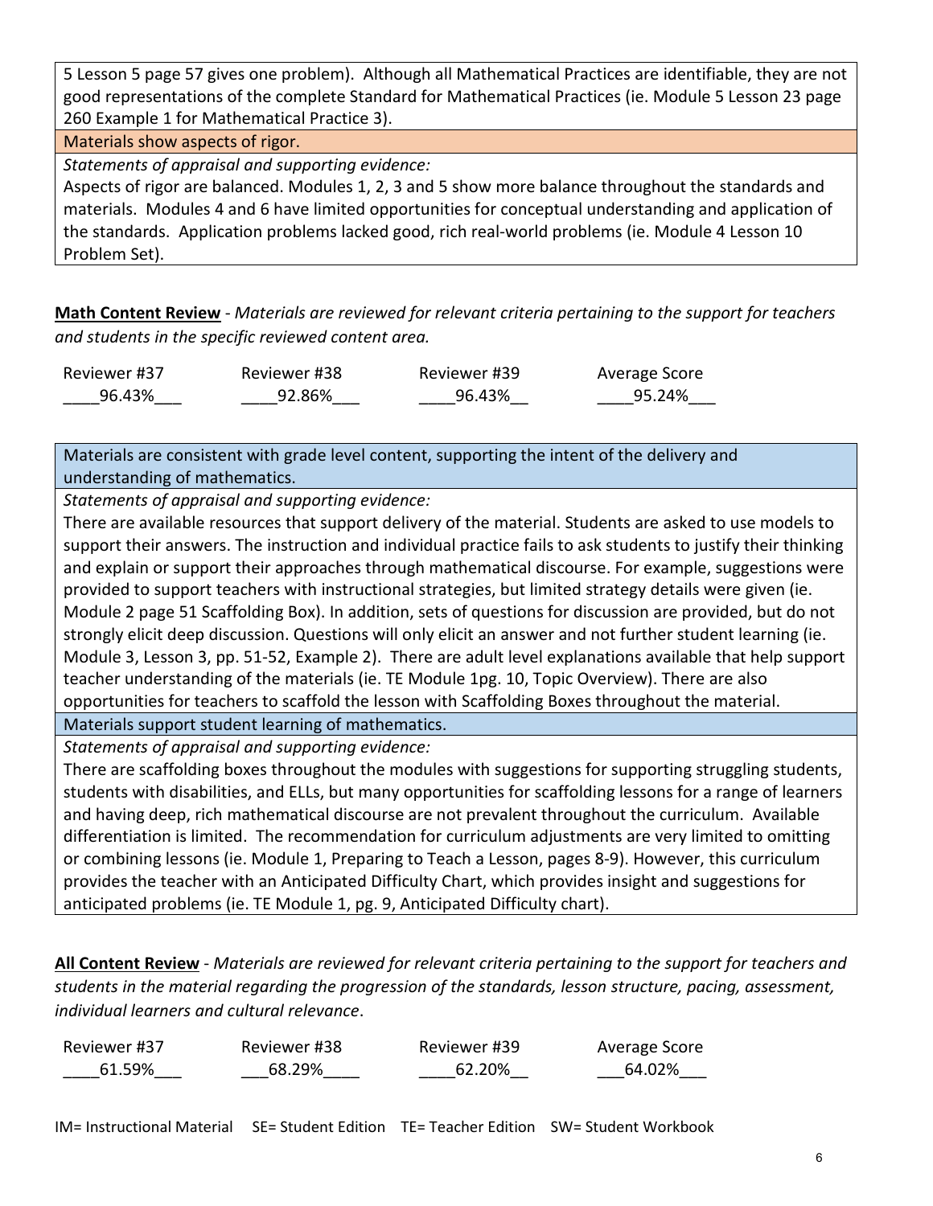5 Lesson 5 page 57 gives one problem). Although all Mathematical Practices are identifiable, they are not good representations of the complete Standard for Mathematical Practices (ie. Module 5 Lesson 23 page 260 Example 1 for Mathematical Practice 3).

**Materials show aspects of rigor.**

*Statements of appraisal and supporting evidence:*

Aspects of rigor are balanced. Modules 1, 2, 3 and 5 show more balance throughout the standards and materials. Modules 4 and 6 have limited opportunities for conceptual understanding and application of the standards. Application problems lacked good, rich real-world problems (ie. Module 4 Lesson 10 Problem Set).

**Math Content Review** - *Materials are reviewed for relevant criteria pertaining to the support for teachers and students in the specific reviewed content area.*

| Reviewer #37 | Reviewer #38 | Reviewer #39 | Average Score |
|---|---|---|---|
| 96.43% | 92.86% | 96.43% | 95.24% |

**Materials are consistent with grade level content, supporting the intent of the delivery and understanding of mathematics.**

*Statements of appraisal and supporting evidence:*

There are available resources that support delivery of the material. Students are asked to use models to support their answers. The instruction and individual practice fails to ask students to justify their thinking and explain or support their approaches through mathematical discourse. For example, suggestions were provided to support teachers with instructional strategies, but limited strategy details were given (ie. Module 2 page 51 Scaffolding Box). In addition, sets of questions for discussion are provided, but do not strongly elicit deep discussion. Questions will only elicit an answer and not further student learning (ie. Module 3, Lesson 3, pp. 51-52, Example 2). There are adult level explanations available that help support teacher understanding of the materials (ie. TE Module 1pg. 10, Topic Overview). There are also opportunities for teachers to scaffold the lesson with Scaffolding Boxes throughout the material.

**Materials support student learning of mathematics.**

*Statements of appraisal and supporting evidence:*

There are scaffolding boxes throughout the modules with suggestions for supporting struggling students, students with disabilities, and ELLs, but many opportunities for scaffolding lessons for a range of learners and having deep, rich mathematical discourse are not prevalent throughout the curriculum. Available differentiation is limited. The recommendation for curriculum adjustments are very limited to omitting or combining lessons (ie. Module 1, Preparing to Teach a Lesson, pages 8-9). However, this curriculum provides the teacher with an Anticipated Difficulty Chart, which provides insight and suggestions for anticipated problems (ie. TE Module 1, pg. 9, Anticipated Difficulty chart).

**All Content Review** - *Materials are reviewed for relevant criteria pertaining to the support for teachers and students in the material regarding the progression of the standards, lesson structure, pacing, assessment, individual learners and cultural relevance*.

| Reviewer #37 | Reviewer #38 | Reviewer #39 | Average Score |
|---|---|---|---|
| 61.59% | 68.29% | 62.20% | 64.02% |

IM= Instructional Material SE= Student Edition TE= Teacher Edition SW= Student Workbook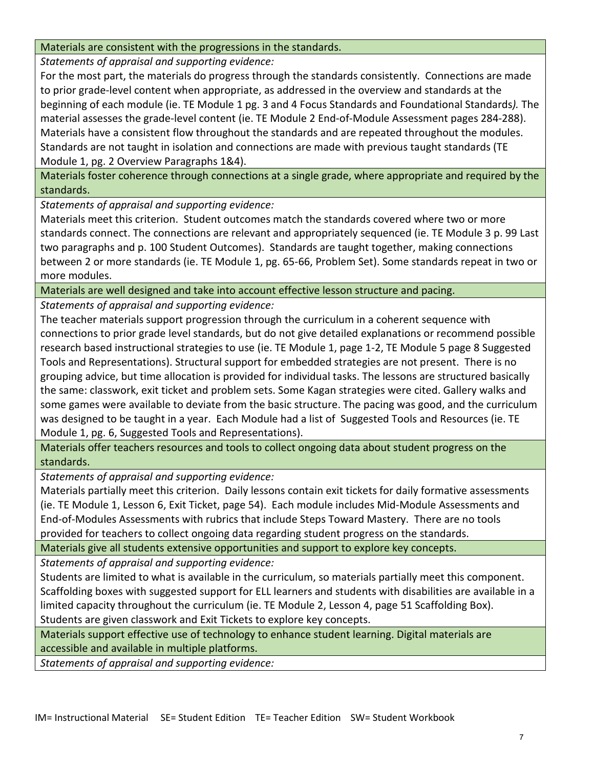| Materials are consistent with the progressions in the standards. |
|---|
| *Statements of appraisal and supporting evidence:* For the most part, the materials do progress through the standards consistently. Connections are made to prior grade-level content when appropriate, as addressed in the overview and standards at the beginning of each module (ie. TE Module 1 pg. 3 and 4 Focus Standards and Foundational Standards*).* The material assesses the grade-level content (ie. TE Module 2 End-of-Module Assessment pages 284-288). Materials have a consistent flow throughout the standards and are repeated throughout the modules. Standards are not taught in isolation and connections are made with previous taught standards (TE Module 1, pg. 2 Overview Paragraphs 1&4). |
| Materials foster coherence through connections at a single grade, where appropriate and required by the standards. |
| *Statements of appraisal and supporting evidence:* Materials meet this criterion. Student outcomes match the standards covered where two or more standards connect. The connections are relevant and appropriately sequenced (ie. TE Module 3 p. 99 Last two paragraphs and p. 100 Student Outcomes). Standards are taught together, making connections between 2 or more standards (ie. TE Module 1, pg. 65-66, Problem Set). Some standards repeat in two or more modules. |
| Materials are well designed and take into account effective lesson structure and pacing. |
| *Statements of appraisal and supporting evidence:* The teacher materials support progression through the curriculum in a coherent sequence with connections to prior grade level standards, but do not give detailed explanations or recommend possible research based instructional strategies to use (ie. TE Module 1, page 1-2, TE Module 5 page 8 Suggested Tools and Representations). Structural support for embedded strategies are not present. There is no grouping advice, but time allocation is provided for individual tasks. The lessons are structured basically the same: classwork, exit ticket and problem sets. Some Kagan strategies were cited. Gallery walks and some games were available to deviate from the basic structure. The pacing was good, and the curriculum was designed to be taught in a year. Each Module had a list of Suggested Tools and Resources (ie. TE Module 1, pg. 6, Suggested Tools and Representations). |
| Materials offer teachers resources and tools to collect ongoing data about student progress on the standards. |
| *Statements of appraisal and supporting evidence:* Materials partially meet this criterion. Daily lessons contain exit tickets for daily formative assessments (ie. TE Module 1, Lesson 6, Exit Ticket, page 54). Each module includes Mid-Module Assessments and End-of-Modules Assessments with rubrics that include Steps Toward Mastery. There are no tools provided for teachers to collect ongoing data regarding student progress on the standards. |
| Materials give all students extensive opportunities and support to explore key concepts. |
| *Statements of appraisal and supporting evidence:* Students are limited to what is available in the curriculum, so materials partially meet this component. Scaffolding boxes with suggested support for ELL learners and students with disabilities are available in a limited capacity throughout the curriculum (ie. TE Module 2, Lesson 4, page 51 Scaffolding Box). Students are given classwork and Exit Tickets to explore key concepts. |
| Materials support effective use of technology to enhance student learning. Digital materials are accessible and available in multiple platforms. |
| *Statements of appraisal and supporting evidence:* |

IM= Instructional Material SE= Student Edition TE= Teacher Edition SW= Student Workbook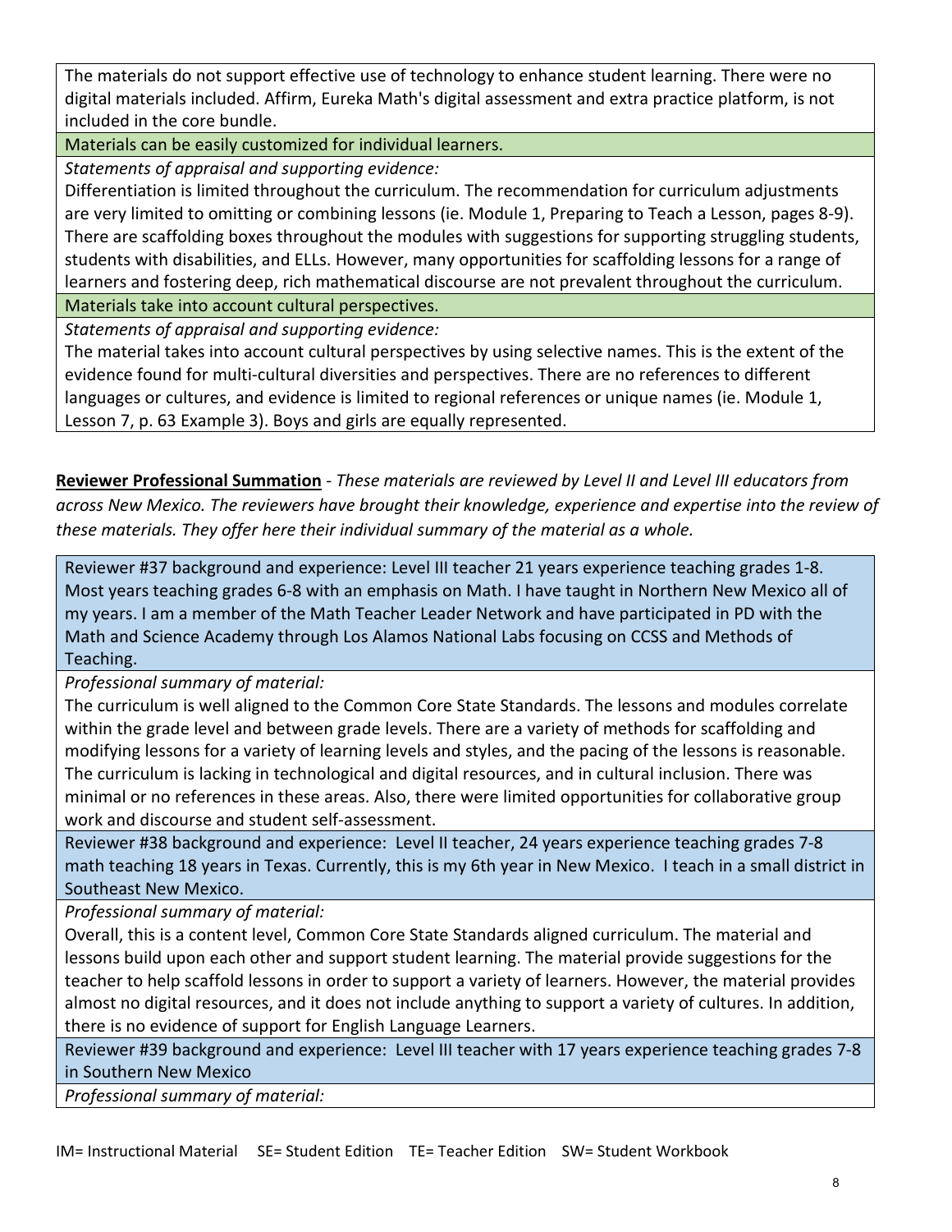The materials do not support effective use of technology to enhance student learning. There were no digital materials included. Affirm, Eureka Math's digital assessment and extra practice platform, is not included in the core bundle.

**Materials can be easily customized for individual learners.**

*Statements of appraisal and supporting evidence:*

Differentiation is limited throughout the curriculum. The recommendation for curriculum adjustments are very limited to omitting or combining lessons (ie. Module 1, Preparing to Teach a Lesson, pages 8-9). There are scaffolding boxes throughout the modules with suggestions for supporting struggling students, students with disabilities, and ELLs. However, many opportunities for scaffolding lessons for a range of learners and fostering deep, rich mathematical discourse are not prevalent throughout the curriculum.

**Materials take into account cultural perspectives.**

*Statements of appraisal and supporting evidence:*

The material takes into account cultural perspectives by using selective names. This is the extent of the evidence found for multi-cultural diversities and perspectives. There are no references to different languages or cultures, and evidence is limited to regional references or unique names (ie. Module 1, Lesson 7, p. 63 Example 3). Boys and girls are equally represented.

**Reviewer Professional Summation** - *These materials are reviewed by Level II and Level III educators from across New Mexico. The reviewers have brought their knowledge, experience and expertise into the review of these materials. They offer here their individual summary of the material as a whole.*

Reviewer #37 background and experience: Level III teacher 21 years experience teaching grades 1-8. Most years teaching grades 6-8 with an emphasis on Math. I have taught in Northern New Mexico all of my years. I am a member of the Math Teacher Leader Network and have participated in PD with the Math and Science Academy through Los Alamos National Labs focusing on CCSS and Methods of Teaching.

*Professional summary of material:*

The curriculum is well aligned to the Common Core State Standards. The lessons and modules correlate within the grade level and between grade levels. There are a variety of methods for scaffolding and modifying lessons for a variety of learning levels and styles, and the pacing of the lessons is reasonable. The curriculum is lacking in technological and digital resources, and in cultural inclusion. There was minimal or no references in these areas. Also, there were limited opportunities for collaborative group work and discourse and student self-assessment.

Reviewer #38 background and experience: Level II teacher, 24 years experience teaching grades 7-8 math teaching 18 years in Texas. Currently, this is my 6th year in New Mexico. I teach in a small district in Southeast New Mexico.

*Professional summary of material:*

Overall, this is a content level, Common Core State Standards aligned curriculum. The material and lessons build upon each other and support student learning. The material provide suggestions for the teacher to help scaffold lessons in order to support a variety of learners. However, the material provides almost no digital resources, and it does not include anything to support a variety of cultures. In addition, there is no evidence of support for English Language Learners.

Reviewer #39 background and experience: Level III teacher with 17 years experience teaching grades 7-8 in Southern New Mexico

*Professional summary of material:*

IM= Instructional Material SE= Student Edition TE= Teacher Edition SW= Student Workbook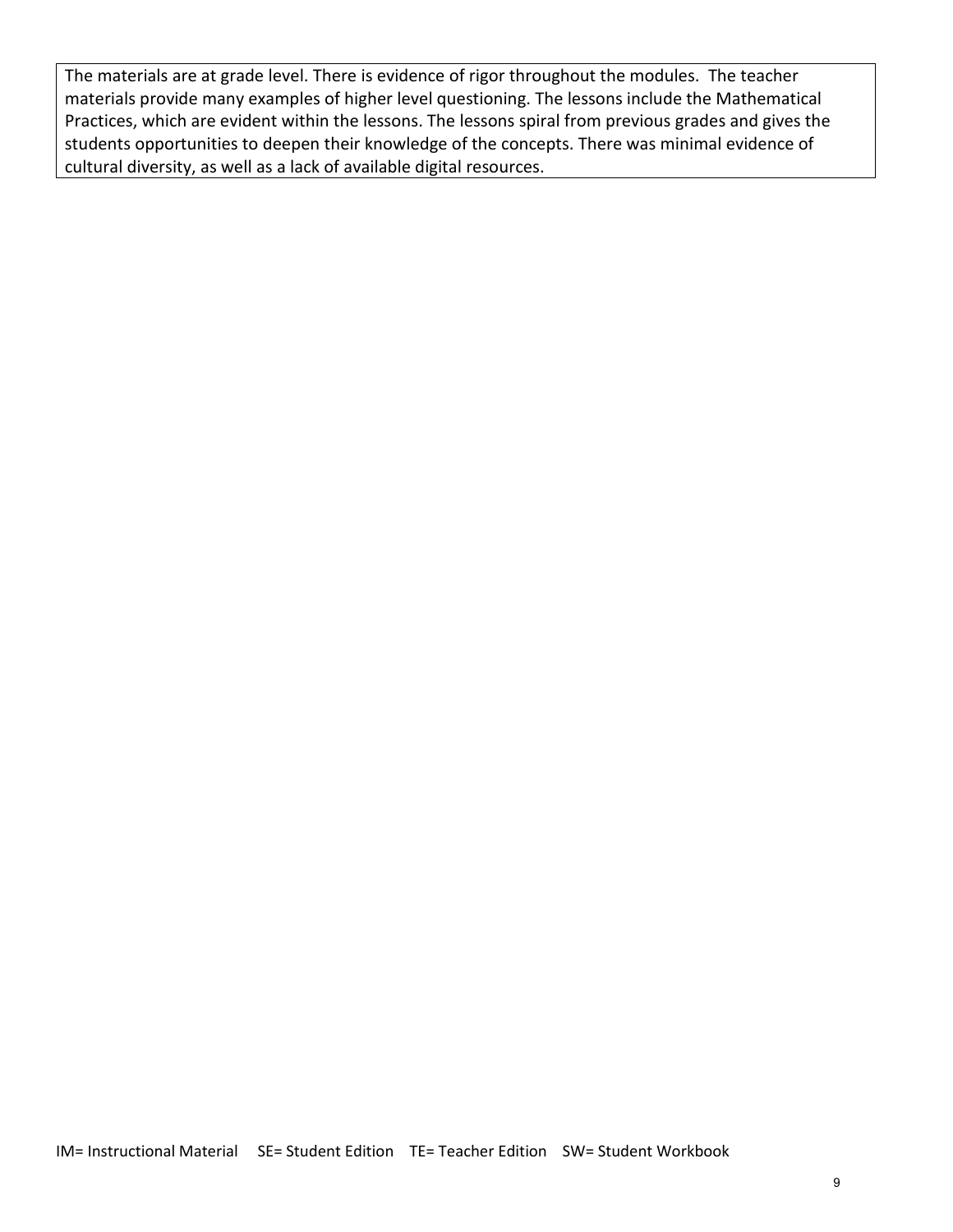| The materials are at grade level. There is evidence of rigor throughout the modules. The teacher materials provide many examples of higher level questioning. The lessons include the Mathematical Practices, which are evident within the lessons. The lessons spiral from previous grades and gives the students opportunities to deepen their knowledge of the concepts. There was minimal evidence of cultural diversity, as well as a lack of available digital resources. |
| --- |

IM= Instructional Material   SE= Student Edition   TE= Teacher Edition   SW= Student Workbook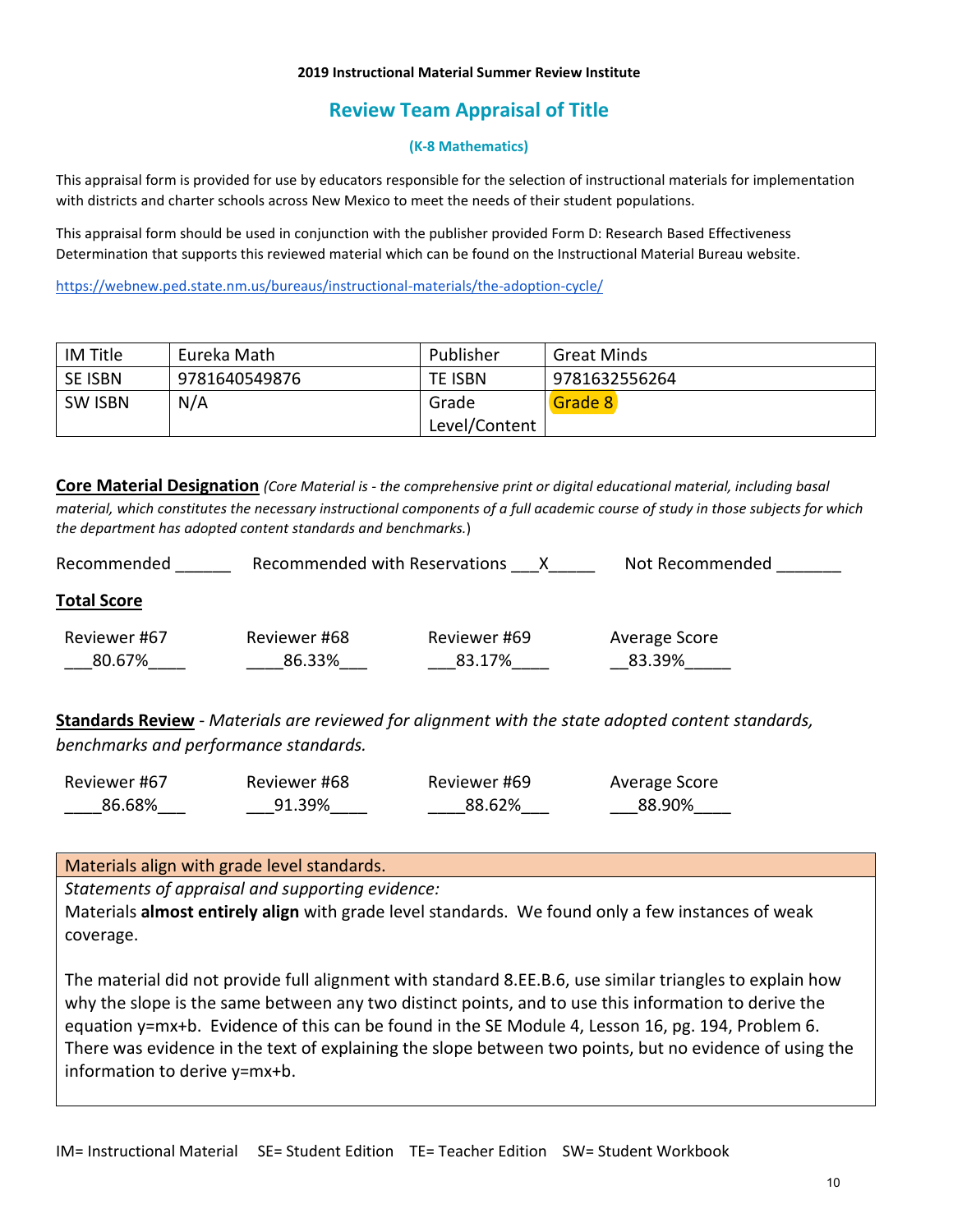**2019 Instructional Material Summer Review Institute**

## Review Team Appraisal of Title

**(K-8 Mathematics)**

This appraisal form is provided for use by educators responsible for the selection of instructional materials for implementation with districts and charter schools across New Mexico to meet the needs of their student populations.

This appraisal form should be used in conjunction with the publisher provided Form D: Research Based Effectiveness Determination that supports this reviewed material which can be found on the Instructional Material Bureau website.

https://webnew.ped.state.nm.us/bureaus/instructional-materials/the-adoption-cycle/

| IM Title | Eureka Math | Publisher | Great Minds |
|---|---|---|---|
| SE ISBN | 9781640549876 | TE ISBN | 9781632556264 |
| SW ISBN | N/A | Grade Level/Content | Grade 8 |

**Core Material Designation** *(Core Material is - the comprehensive print or digital educational material, including basal material, which constitutes the necessary instructional components of a full academic course of study in those subjects for which the department has adopted content standards and benchmarks.)*

Recommended ______ Recommended with Reservations ___X_____ Not Recommended _______

**Total Score**

| Reviewer #67 | Reviewer #68 | Reviewer #69 | Average Score |
|---|---|---|---|
| 80.67% | 86.33% | 83.17% | 83.39% |

**Standards Review** - *Materials are reviewed for alignment with the state adopted content standards, benchmarks and performance standards.*

| Reviewer #67 | Reviewer #68 | Reviewer #69 | Average Score |
|---|---|---|---|
| 86.68% | 91.39% | 88.62% | 88.90% |

| Materials align with grade level standards. |
|---|
| *Statements of appraisal and supporting evidence:*<br>Materials **almost entirely align** with grade level standards. We found only a few instances of weak coverage.<br><br>The material did not provide full alignment with standard 8.EE.B.6, use similar triangles to explain how why the slope is the same between any two distinct points, and to use this information to derive the equation y=mx+b. Evidence of this can be found in the SE Module 4, Lesson 16, pg. 194, Problem 6. There was evidence in the text of explaining the slope between two points, but no evidence of using the information to derive y=mx+b. |

IM= Instructional Material SE= Student Edition TE= Teacher Edition SW= Student Workbook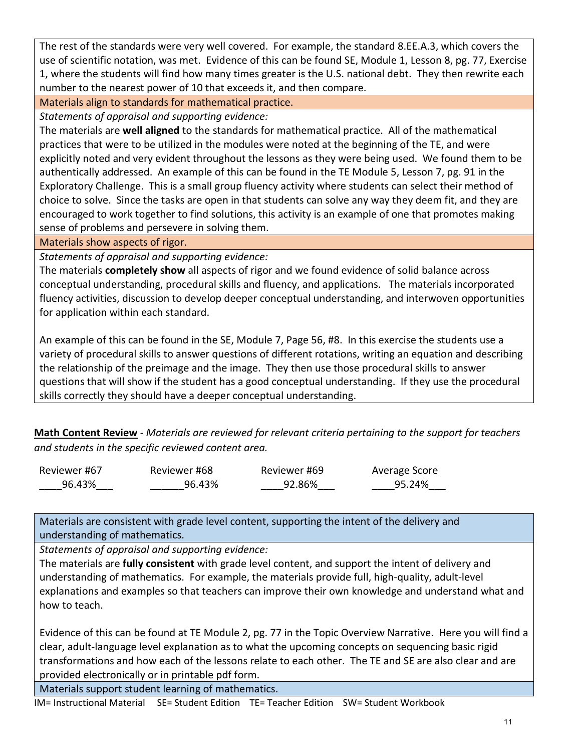The rest of the standards were very well covered. For example, the standard 8.EE.A.3, which covers the use of scientific notation, was met. Evidence of this can be found SE, Module 1, Lesson 8, pg. 77, Exercise 1, where the students will find how many times greater is the U.S. national debt. They then rewrite each number to the nearest power of 10 that exceeds it, and then compare.

**Materials align to standards for mathematical practice.**

*Statements of appraisal and supporting evidence:*

The materials are **well aligned** to the standards for mathematical practice. All of the mathematical practices that were to be utilized in the modules were noted at the beginning of the TE, and were explicitly noted and very evident throughout the lessons as they were being used. We found them to be authentically addressed. An example of this can be found in the TE Module 5, Lesson 7, pg. 91 in the Exploratory Challenge. This is a small group fluency activity where students can select their method of choice to solve. Since the tasks are open in that students can solve any way they deem fit, and they are encouraged to work together to find solutions, this activity is an example of one that promotes making sense of problems and persevere in solving them.

**Materials show aspects of rigor.**

*Statements of appraisal and supporting evidence:*

The materials **completely show** all aspects of rigor and we found evidence of solid balance across conceptual understanding, procedural skills and fluency, and applications. The materials incorporated fluency activities, discussion to develop deeper conceptual understanding, and interwoven opportunities for application within each standard.

An example of this can be found in the SE, Module 7, Page 56, #8. In this exercise the students use a variety of procedural skills to answer questions of different rotations, writing an equation and describing the relationship of the preimage and the image. They then use those procedural skills to answer questions that will show if the student has a good conceptual understanding. If they use the procedural skills correctly they should have a deeper conceptual understanding.

**<u>Math Content Review</u>** - *Materials are reviewed for relevant criteria pertaining to the support for teachers and students in the specific reviewed content area.*

| Reviewer #67 | Reviewer #68 | Reviewer #69 | Average Score |
|---|---|---|---|
| 96.43% | 96.43% | 92.86% | 95.24% |

**Materials are consistent with grade level content, supporting the intent of the delivery and understanding of mathematics.**

*Statements of appraisal and supporting evidence:*

The materials are **fully consistent** with grade level content, and support the intent of delivery and understanding of mathematics. For example, the materials provide full, high-quality, adult-level explanations and examples so that teachers can improve their own knowledge and understand what and how to teach.

Evidence of this can be found at TE Module 2, pg. 77 in the Topic Overview Narrative. Here you will find a clear, adult-language level explanation as to what the upcoming concepts on sequencing basic rigid transformations and how each of the lessons relate to each other. The TE and SE are also clear and are provided electronically or in printable pdf form.

**Materials support student learning of mathematics.**

IM= Instructional Material SE= Student Edition TE= Teacher Edition SW= Student Workbook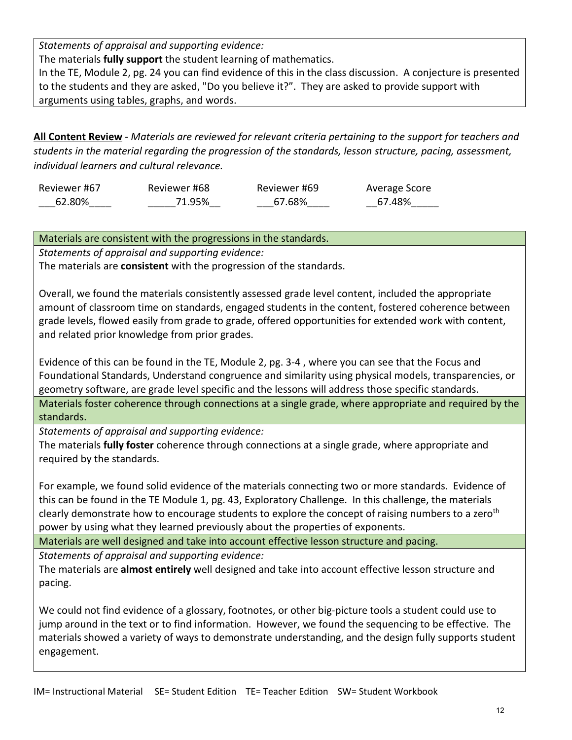*Statements of appraisal and supporting evidence:*
The materials **fully support** the student learning of mathematics.
In the TE, Module 2, pg. 24 you can find evidence of this in the class discussion. A conjecture is presented to the students and they are asked, "Do you believe it?". They are asked to provide support with arguments using tables, graphs, and words.

**All Content Review** - *Materials are reviewed for relevant criteria pertaining to the support for teachers and students in the material regarding the progression of the standards, lesson structure, pacing, assessment, individual learners and cultural relevance.*

| Reviewer #67 | Reviewer #68 | Reviewer #69 | Average Score |
|---|---|---|---|
| 62.80% | 71.95% | 67.68% | 67.48% |

**Materials are consistent with the progressions in the standards.**

*Statements of appraisal and supporting evidence:*
The materials are **consistent** with the progression of the standards.

Overall, we found the materials consistently assessed grade level content, included the appropriate amount of classroom time on standards, engaged students in the content, fostered coherence between grade levels, flowed easily from grade to grade, offered opportunities for extended work with content, and related prior knowledge from prior grades.

Evidence of this can be found in the TE, Module 2, pg. 3-4 , where you can see that the Focus and Foundational Standards, Understand congruence and similarity using physical models, transparencies, or geometry software, are grade level specific and the lessons will address those specific standards.

**Materials foster coherence through connections at a single grade, where appropriate and required by the standards.**

*Statements of appraisal and supporting evidence:*
The materials **fully foster** coherence through connections at a single grade, where appropriate and required by the standards.

For example, we found solid evidence of the materials connecting two or more standards. Evidence of this can be found in the TE Module 1, pg. 43, Exploratory Challenge. In this challenge, the materials clearly demonstrate how to encourage students to explore the concept of raising numbers to a zero$^{th}$ power by using what they learned previously about the properties of exponents.

**Materials are well designed and take into account effective lesson structure and pacing.**

*Statements of appraisal and supporting evidence:*
The materials are **almost entirely** well designed and take into account effective lesson structure and pacing.

We could not find evidence of a glossary, footnotes, or other big-picture tools a student could use to jump around in the text or to find information. However, we found the sequencing to be effective. The materials showed a variety of ways to demonstrate understanding, and the design fully supports student engagement.

IM= Instructional Material SE= Student Edition TE= Teacher Edition SW= Student Workbook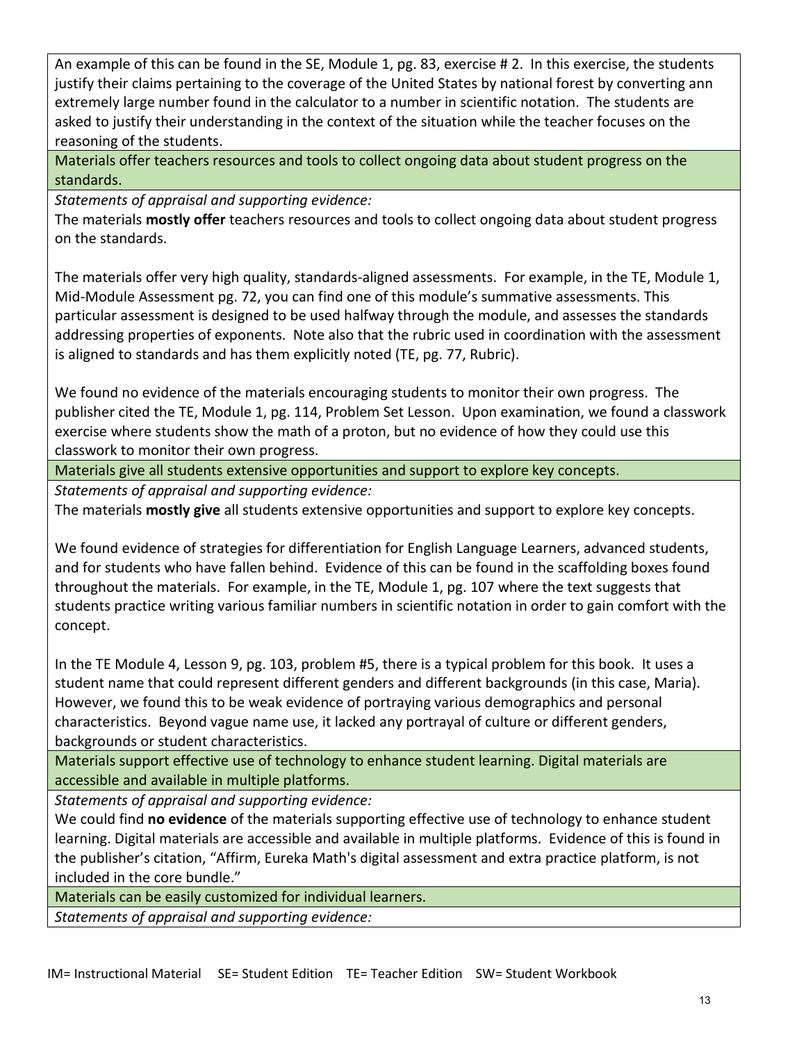An example of this can be found in the SE, Module 1, pg. 83, exercise # 2. In this exercise, the students justify their claims pertaining to the coverage of the United States by national forest by converting ann extremely large number found in the calculator to a number in scientific notation. The students are asked to justify their understanding in the context of the situation while the teacher focuses on the reasoning of the students.

**Materials offer teachers resources and tools to collect ongoing data about student progress on the standards.**

*Statements of appraisal and supporting evidence:*

The materials **mostly offer** teachers resources and tools to collect ongoing data about student progress on the standards.

The materials offer very high quality, standards-aligned assessments. For example, in the TE, Module 1, Mid-Module Assessment pg. 72, you can find one of this module's summative assessments. This particular assessment is designed to be used halfway through the module, and assesses the standards addressing properties of exponents. Note also that the rubric used in coordination with the assessment is aligned to standards and has them explicitly noted (TE, pg. 77, Rubric).

We found no evidence of the materials encouraging students to monitor their own progress. The publisher cited the TE, Module 1, pg. 114, Problem Set Lesson. Upon examination, we found a classwork exercise where students show the math of a proton, but no evidence of how they could use this classwork to monitor their own progress.

**Materials give all students extensive opportunities and support to explore key concepts.**

*Statements of appraisal and supporting evidence:*

The materials **mostly give** all students extensive opportunities and support to explore key concepts.

We found evidence of strategies for differentiation for English Language Learners, advanced students, and for students who have fallen behind. Evidence of this can be found in the scaffolding boxes found throughout the materials. For example, in the TE, Module 1, pg. 107 where the text suggests that students practice writing various familiar numbers in scientific notation in order to gain comfort with the concept.

In the TE Module 4, Lesson 9, pg. 103, problem #5, there is a typical problem for this book. It uses a student name that could represent different genders and different backgrounds (in this case, Maria). However, we found this to be weak evidence of portraying various demographics and personal characteristics. Beyond vague name use, it lacked any portrayal of culture or different genders, backgrounds or student characteristics.

**Materials support effective use of technology to enhance student learning. Digital materials are accessible and available in multiple platforms.**

*Statements of appraisal and supporting evidence:*

We could find **no evidence** of the materials supporting effective use of technology to enhance student learning. Digital materials are accessible and available in multiple platforms. Evidence of this is found in the publisher's citation, "Affirm, Eureka Math's digital assessment and extra practice platform, is not included in the core bundle."

**Materials can be easily customized for individual learners.**

*Statements of appraisal and supporting evidence:*

IM= Instructional Material SE= Student Edition TE= Teacher Edition SW= Student Workbook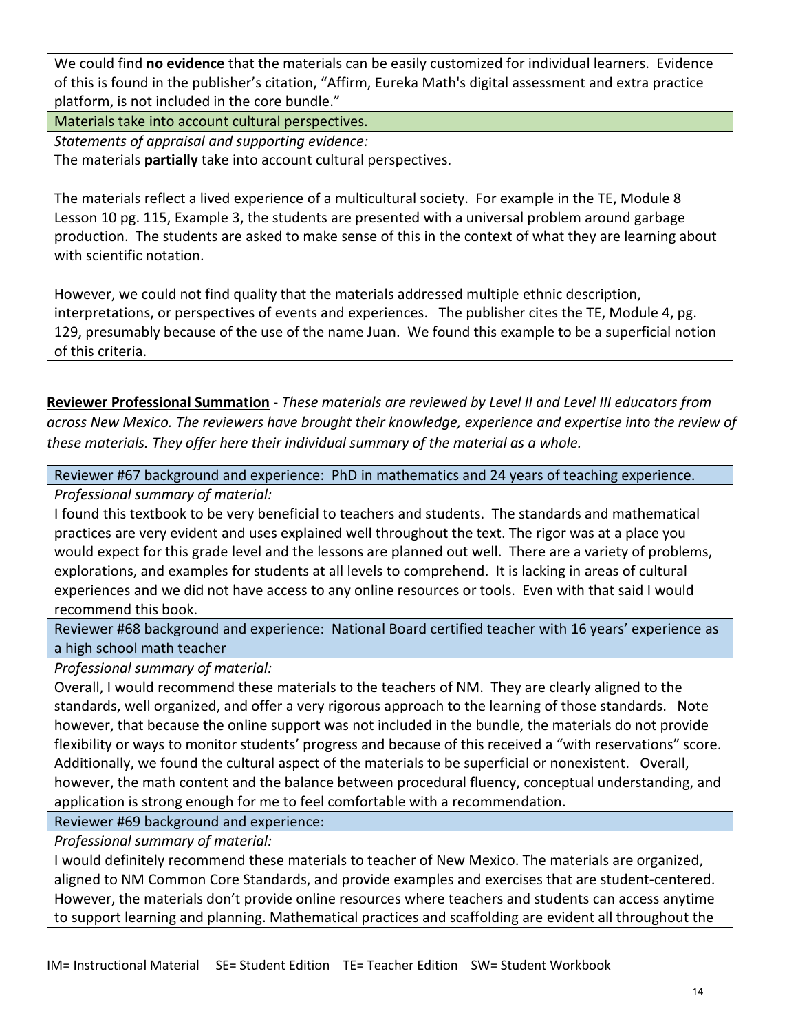We could find **no evidence** that the materials can be easily customized for individual learners. Evidence of this is found in the publisher's citation, "Affirm, Eureka Math's digital assessment and extra practice platform, is not included in the core bundle."

Materials take into account cultural perspectives.

*Statements of appraisal and supporting evidence:*

The materials **partially** take into account cultural perspectives.

The materials reflect a lived experience of a multicultural society. For example in the TE, Module 8 Lesson 10 pg. 115, Example 3, the students are presented with a universal problem around garbage production. The students are asked to make sense of this in the context of what they are learning about with scientific notation.

However, we could not find quality that the materials addressed multiple ethnic description, interpretations, or perspectives of events and experiences. The publisher cites the TE, Module 4, pg. 129, presumably because of the use of the name Juan. We found this example to be a superficial notion of this criteria.

**Reviewer Professional Summation** - *These materials are reviewed by Level II and Level III educators from across New Mexico. The reviewers have brought their knowledge, experience and expertise into the review of these materials. They offer here their individual summary of the material as a whole.*

Reviewer #67 background and experience: PhD in mathematics and 24 years of teaching experience.

*Professional summary of material:*

I found this textbook to be very beneficial to teachers and students. The standards and mathematical practices are very evident and uses explained well throughout the text. The rigor was at a place you would expect for this grade level and the lessons are planned out well. There are a variety of problems, explorations, and examples for students at all levels to comprehend. It is lacking in areas of cultural experiences and we did not have access to any online resources or tools. Even with that said I would recommend this book.

Reviewer #68 background and experience: National Board certified teacher with 16 years' experience as a high school math teacher

*Professional summary of material:*

Overall, I would recommend these materials to the teachers of NM. They are clearly aligned to the standards, well organized, and offer a very rigorous approach to the learning of those standards. Note however, that because the online support was not included in the bundle, the materials do not provide flexibility or ways to monitor students' progress and because of this received a "with reservations" score. Additionally, we found the cultural aspect of the materials to be superficial or nonexistent. Overall, however, the math content and the balance between procedural fluency, conceptual understanding, and application is strong enough for me to feel comfortable with a recommendation.

Reviewer #69 background and experience:

*Professional summary of material:*

I would definitely recommend these materials to teacher of New Mexico. The materials are organized, aligned to NM Common Core Standards, and provide examples and exercises that are student-centered. However, the materials don't provide online resources where teachers and students can access anytime to support learning and planning. Mathematical practices and scaffolding are evident all throughout the

IM= Instructional Material SE= Student Edition TE= Teacher Edition SW= Student Workbook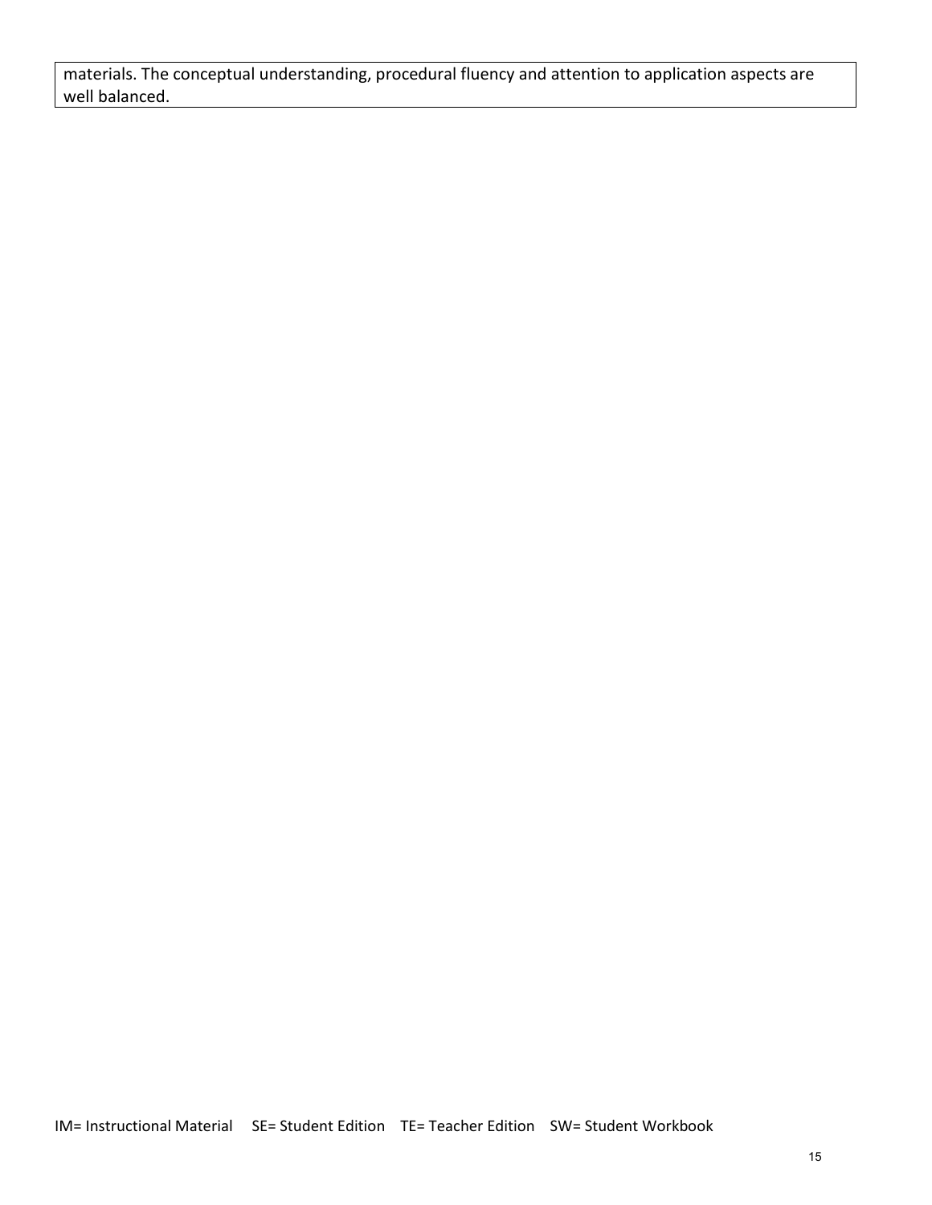materials. The conceptual understanding, procedural fluency and attention to application aspects are well balanced.